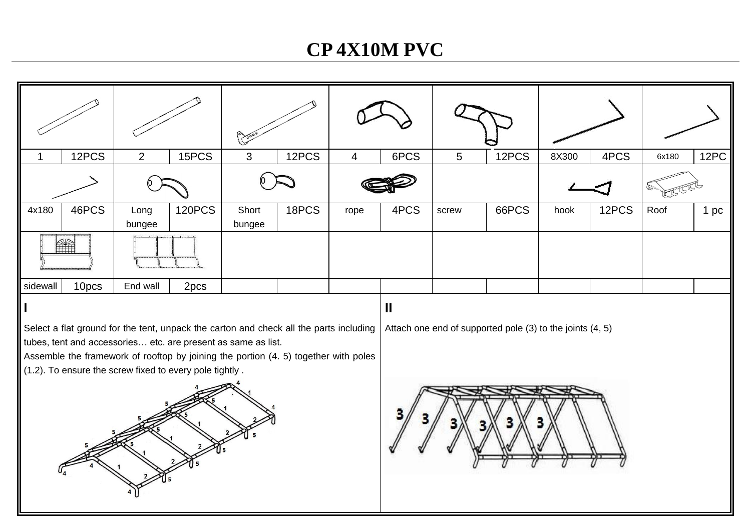# CP 4X10M PVC

| | | | | | | | | | | | | | |
|---|---|---|---|---|---|---|---|---|---|---|---|---|---|
| 1 | 12PCS | 2 | 15PCS | 3 | 12PCS | 4 | 6PCS | 5 | 12PCS | 8X300 | 4PCS | 6x180 | 12PC |
| 4x180 | 46PCS | Long bungee | 120PCS | Short bungee | 18PCS | rope | 4PCS | screw | 66PCS | hook | 12PCS | Roof | 1 pc |
| sidewall | 10pcs | End wall | 2pcs | | | | | | | | | | |

**I**

Select a flat ground for the tent, unpack the carton and check all the parts including tubes, tent and accessories… etc. are present as same as list.

Assemble the framework of rooftop by joining the portion (4. 5) together with poles (1.2). To ensure the screw fixed to every pole tightly .

**II**

Attach one end of supported pole (3) to the joints (4, 5)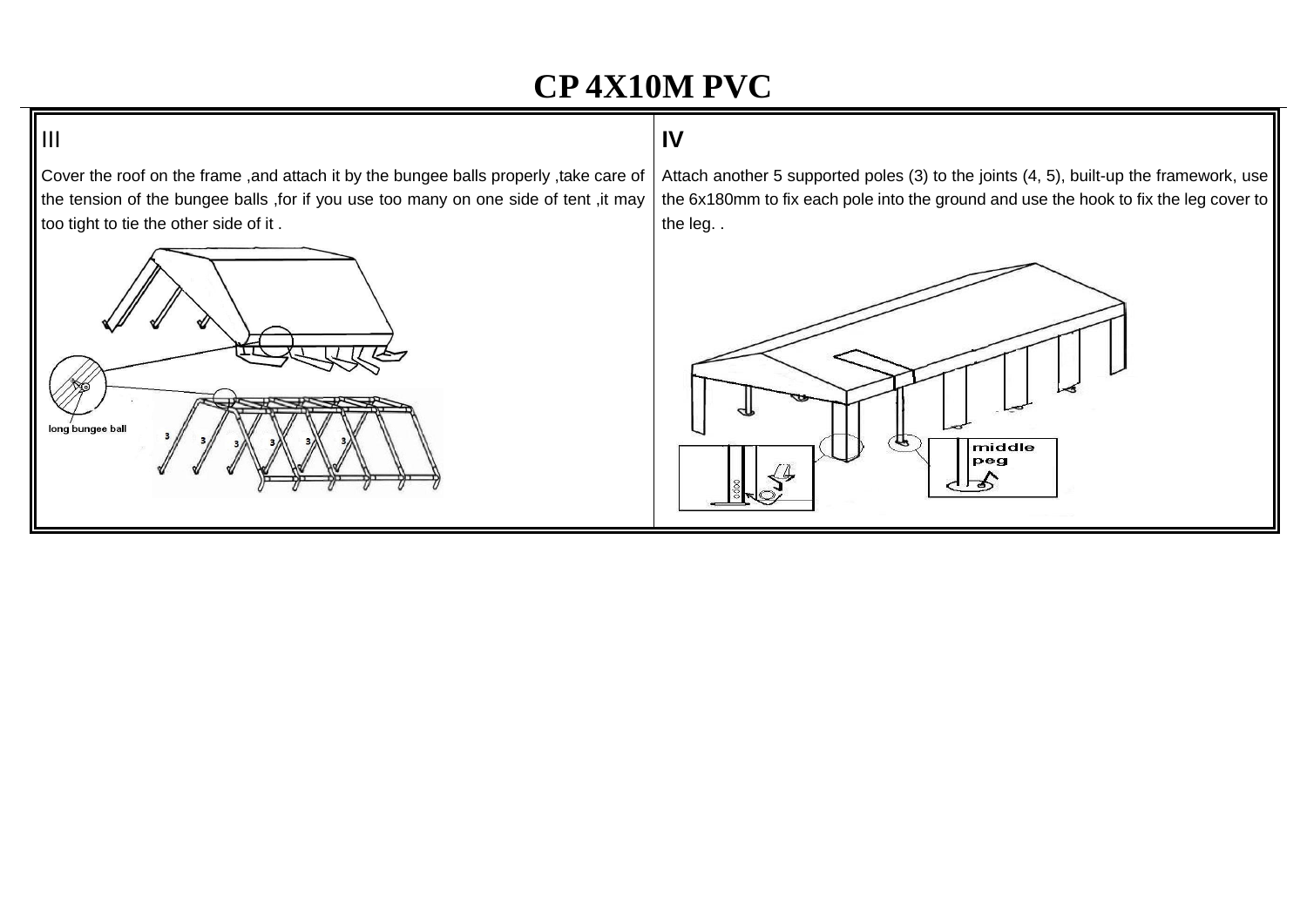# CP 4X10M PVC

| III | IV |
| --- | --- |
| Cover the roof on the frame ,and attach it by the bungee balls properly ,take care of the tension of the bungee balls ,for if you use too many on one side of tent ,it may too tight to tie the other side of it . | Attach another 5 supported poles (3) to the joints (4, 5), built-up the framework, use the 6x180mm to fix each pole into the ground and use the hook to fix the leg cover to the leg. . |
| long bungee ball | middle peg |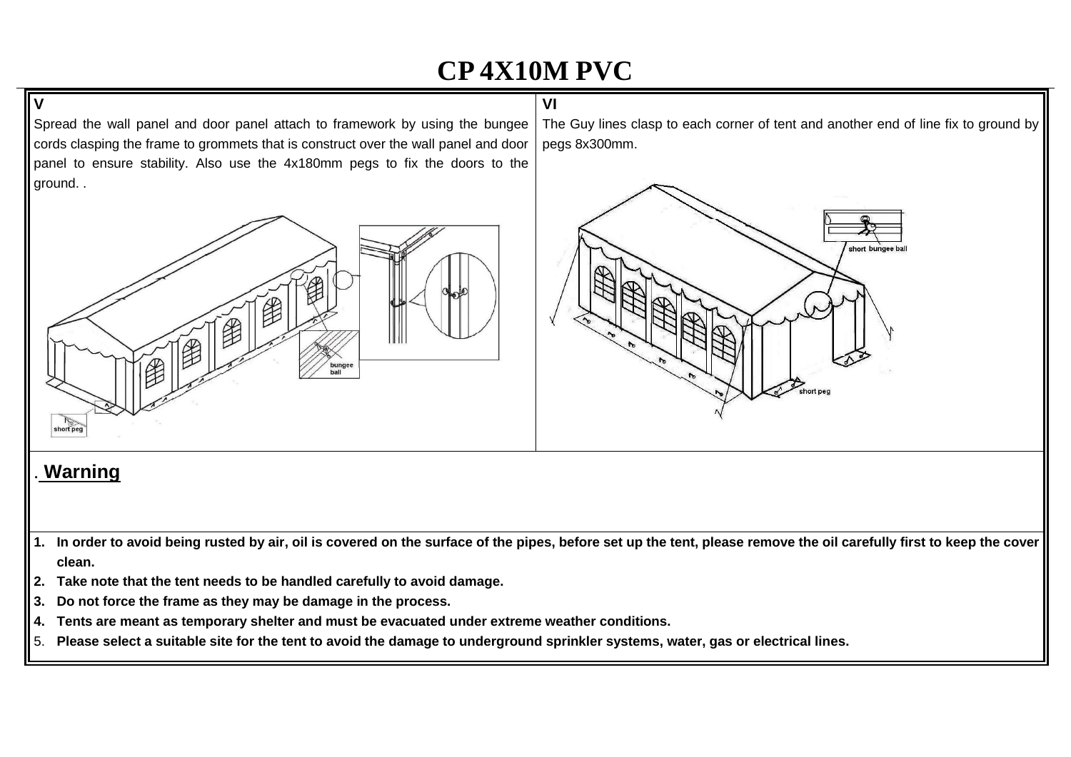# CP 4X10M PVC

## V

Spread the wall panel and door panel attach to framework by using the bungee cords clasping the frame to grommets that is construct over the wall panel and door panel to ensure stability. Also use the 4x180mm pegs to fix the doors to the ground. .

bungee ball

short peg

## VI

The Guy lines clasp to each corner of tent and another end of line fix to ground by pegs 8x300mm.

short bungee ball

short peg

## . Warning

1. **In order to avoid being rusted by air, oil is covered on the surface of the pipes, before set up the tent, please remove the oil carefully first to keep the cover clean.**
2. **Take note that the tent needs to be handled carefully to avoid damage.**
3. **Do not force the frame as they may be damage in the process.**
4. **Tents are meant as temporary shelter and must be evacuated under extreme weather conditions.**
5. **Please select a suitable site for the tent to avoid the damage to underground sprinkler systems, water, gas or electrical lines.**